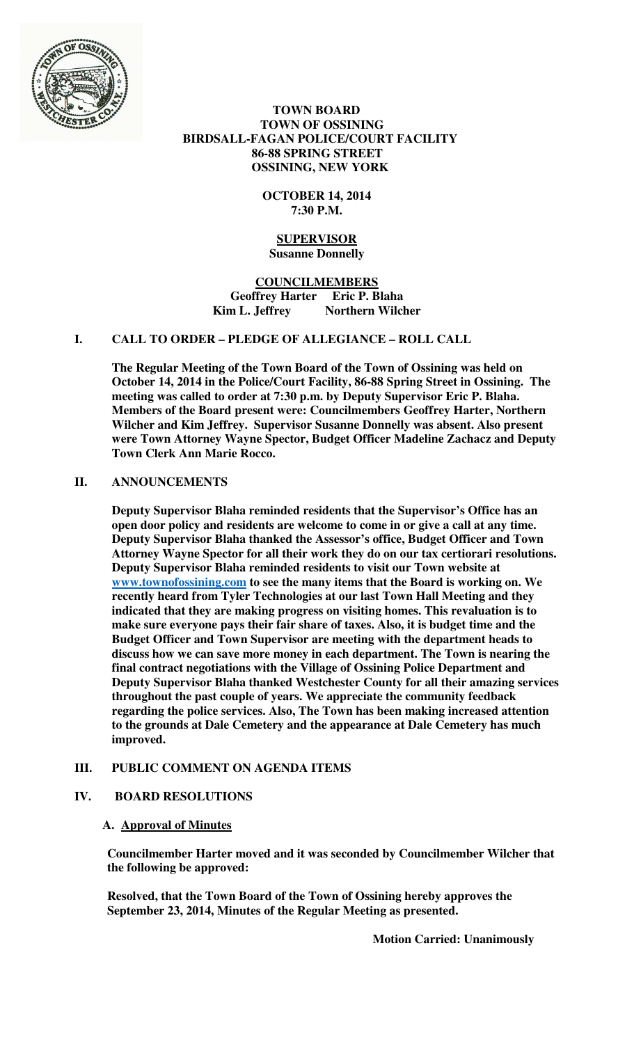**TOWN BOARD**
**TOWN OF OSSINING**
**BIRDSALL-FAGAN POLICE/COURT FACILITY**
**86-88 SPRING STREET**
**OSSINING, NEW YORK**

**OCTOBER 14, 2014**
**7:30 P.M.**

**SUPERVISOR**
**Susanne Donnelly**

**COUNCILMEMBERS**
**Geoffrey Harter Eric P. Blaha**
**Kim L. Jeffrey Northern Wilcher**

## I. CALL TO ORDER – PLEDGE OF ALLEGIANCE – ROLL CALL

**The Regular Meeting of the Town Board of the Town of Ossining was held on October 14, 2014 in the Police/Court Facility, 86-88 Spring Street in Ossining. The meeting was called to order at 7:30 p.m. by Deputy Supervisor Eric P. Blaha. Members of the Board present were: Councilmembers Geoffrey Harter, Northern Wilcher and Kim Jeffrey. Supervisor Susanne Donnelly was absent. Also present were Town Attorney Wayne Spector, Budget Officer Madeline Zachacz and Deputy Town Clerk Ann Marie Rocco.**

## II. ANNOUNCEMENTS

**Deputy Supervisor Blaha reminded residents that the Supervisor's Office has an open door policy and residents are welcome to come in or give a call at any time. Deputy Supervisor Blaha thanked the Assessor's office, Budget Officer and Town Attorney Wayne Spector for all their work they do on our tax certiorari resolutions. Deputy Supervisor Blaha reminded residents to visit our Town website at www.townofossining.com to see the many items that the Board is working on. We recently heard from Tyler Technologies at our last Town Hall Meeting and they indicated that they are making progress on visiting homes. This revaluation is to make sure everyone pays their fair share of taxes. Also, it is budget time and the Budget Officer and Town Supervisor are meeting with the department heads to discuss how we can save more money in each department. The Town is nearing the final contract negotiations with the Village of Ossining Police Department and Deputy Supervisor Blaha thanked Westchester County for all their amazing services throughout the past couple of years. We appreciate the community feedback regarding the police services. Also, The Town has been making increased attention to the grounds at Dale Cemetery and the appearance at Dale Cemetery has much improved.**

## III. PUBLIC COMMENT ON AGENDA ITEMS

## IV. BOARD RESOLUTIONS

### A. Approval of Minutes

**Councilmember Harter moved and it was seconded by Councilmember Wilcher that the following be approved:**

**Resolved, that the Town Board of the Town of Ossining hereby approves the September 23, 2014, Minutes of the Regular Meeting as presented.**

**Motion Carried: Unanimously**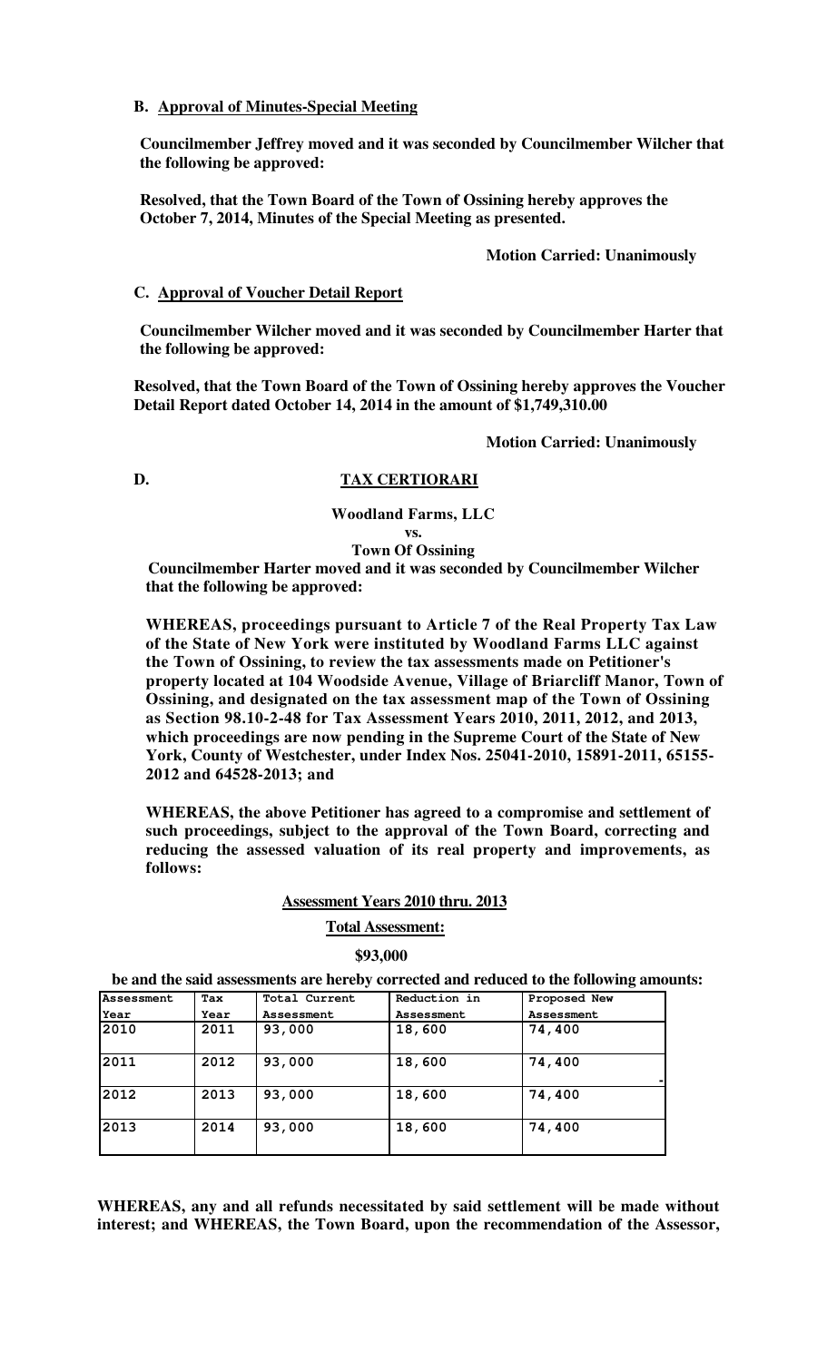**B. Approval of Minutes-Special Meeting**

**Councilmember Jeffrey moved and it was seconded by Councilmember Wilcher that the following be approved:**

**Resolved, that the Town Board of the Town of Ossining hereby approves the October 7, 2014, Minutes of the Special Meeting as presented.**

**Motion Carried: Unanimously**

**C. Approval of Voucher Detail Report**

**Councilmember Wilcher moved and it was seconded by Councilmember Harter that the following be approved:**

**Resolved, that the Town Board of the Town of Ossining hereby approves the Voucher Detail Report dated October 14, 2014 in the amount of $1,749,310.00**

**Motion Carried: Unanimously**

**D. TAX CERTIORARI**

**Woodland Farms, LLC**
**vs.**
**Town Of Ossining**

**Councilmember Harter moved and it was seconded by Councilmember Wilcher that the following be approved:**

**WHEREAS, proceedings pursuant to Article 7 of the Real Property Tax Law of the State of New York were instituted by Woodland Farms LLC against the Town of Ossining, to review the tax assessments made on Petitioner's property located at 104 Woodside Avenue, Village of Briarcliff Manor, Town of Ossining, and designated on the tax assessment map of the Town of Ossining as Section 98.10-2-48 for Tax Assessment Years 2010, 2011, 2012, and 2013, which proceedings are now pending in the Supreme Court of the State of New York, County of Westchester, under Index Nos. 25041-2010, 15891-2011, 65155-2012 and 64528-2013; and**

**WHEREAS, the above Petitioner has agreed to a compromise and settlement of such proceedings, subject to the approval of the Town Board, correcting and reducing the assessed valuation of its real property and improvements, as follows:**

**Assessment Years 2010 thru. 2013**

**Total Assessment:**

**$93,000**

**be and the said assessments are hereby corrected and reduced to the following amounts:**

| Assessment Year | Tax Year | Total Current Assessment | Reduction in Assessment | Proposed New Assessment |
|---|---|---|---|---|
| 2010 | 2011 | 93,000 | 18,600 | 74,400 |
| 2011 | 2012 | 93,000 | 18,600 | 74,400 |
| 2012 | 2013 | 93,000 | 18,600 | 74,400 |
| 2013 | 2014 | 93,000 | 18,600 | 74,400 |

**WHEREAS, any and all refunds necessitated by said settlement will be made without interest; and WHEREAS, the Town Board, upon the recommendation of the Assessor,**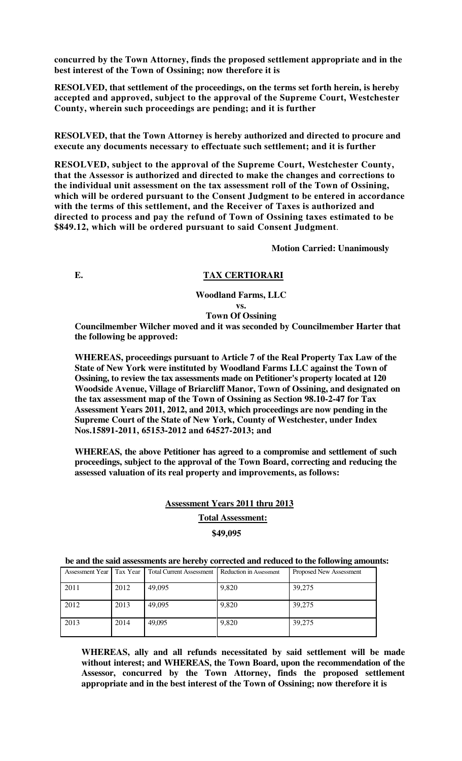**concurred by the Town Attorney, finds the proposed settlement appropriate and in the best interest of the Town of Ossining; now therefore it is**

**RESOLVED, that settlement of the proceedings, on the terms set forth herein, is hereby accepted and approved, subject to the approval of the Supreme Court, Westchester County, wherein such proceedings are pending; and it is further**

**RESOLVED, that the Town Attorney is hereby authorized and directed to procure and execute any documents necessary to effectuate such settlement; and it is further**

**RESOLVED, subject to the approval of the Supreme Court, Westchester County, that the Assessor is authorized and directed to make the changes and corrections to the individual unit assessment on the tax assessment roll of the Town of Ossining, which will be ordered pursuant to the Consent Judgment to be entered in accordance with the terms of this settlement, and the Receiver of Taxes is authorized and directed to process and pay the refund of Town of Ossining taxes estimated to be $849.12, which will be ordered pursuant to said Consent Judgment**.

**Motion Carried: Unanimously**

**E. TAX CERTIORARI**

**Woodland Farms, LLC**
**vs.**
**Town Of Ossining**

**Councilmember Wilcher moved and it was seconded by Councilmember Harter that the following be approved:**

**WHEREAS, proceedings pursuant to Article 7 of the Real Property Tax Law of the State of New York were instituted by Woodland Farms LLC against the Town of Ossining, to review the tax assessments made on Petitioner's property located at 120 Woodside Avenue, Village of Briarcliff Manor, Town of Ossining, and designated on the tax assessment map of the Town of Ossining as Section 98.10-2-47 for Tax Assessment Years 2011, 2012, and 2013, which proceedings are now pending in the Supreme Court of the State of New York, County of Westchester, under Index Nos.15891-2011, 65153-2012 and 64527-2013; and**

**WHEREAS, the above Petitioner has agreed to a compromise and settlement of such proceedings, subject to the approval of the Town Board, correcting and reducing the assessed valuation of its real property and improvements, as follows:**

**Assessment Years 2011 thru 2013**

**Total Assessment:**

**$49,095**

**be and the said assessments are hereby corrected and reduced to the following amounts:**

| Assessment Year | Tax Year | Total Current Assessment | Reduction in Assessment | Proposed New Assessment |
|---|---|---|---|---|
| 2011 | 2012 | 49,095 | 9,820 | 39,275 |
| 2012 | 2013 | 49,095 | 9,820 | 39,275 |
| 2013 | 2014 | 49,095 | 9,820 | 39,275 |

**WHEREAS, ally and all refunds necessitated by said settlement will be made without interest; and WHEREAS, the Town Board, upon the recommendation of the Assessor, concurred by the Town Attorney, finds the proposed settlement appropriate and in the best interest of the Town of Ossining; now therefore it is**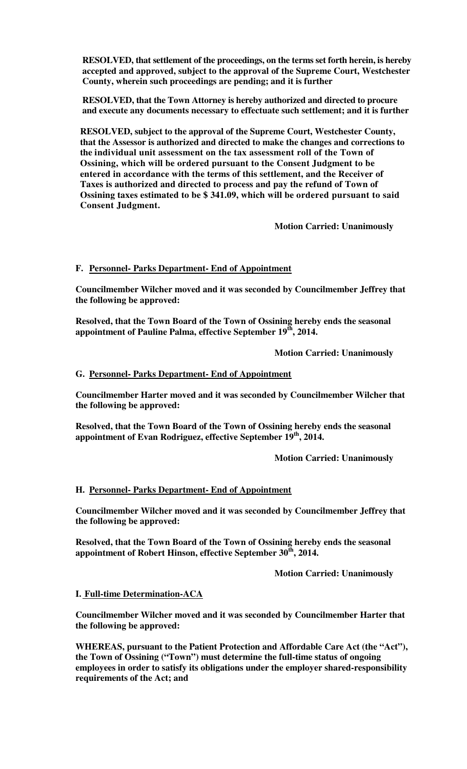**RESOLVED, that settlement of the proceedings, on the terms set forth herein, is hereby accepted and approved, subject to the approval of the Supreme Court, Westchester County, wherein such proceedings are pending; and it is further**

**RESOLVED, that the Town Attorney is hereby authorized and directed to procure and execute any documents necessary to effectuate such settlement; and it is further**

**RESOLVED, subject to the approval of the Supreme Court, Westchester County, that the Assessor is authorized and directed to make the changes and corrections to the individual unit assessment on the tax assessment roll of the Town of Ossining, which will be ordered pursuant to the Consent Judgment to be entered in accordance with the terms of this settlement, and the Receiver of Taxes is authorized and directed to process and pay the refund of Town of Ossining taxes estimated to be $ 341.09, which will be ordered pursuant to said Consent Judgment.**

**Motion Carried: Unanimously**

**F. Personnel- Parks Department- End of Appointment**

**Councilmember Wilcher moved and it was seconded by Councilmember Jeffrey that the following be approved:**

**Resolved, that the Town Board of the Town of Ossining hereby ends the seasonal appointment of Pauline Palma, effective September 19th, 2014.**

**Motion Carried: Unanimously**

**G. Personnel- Parks Department- End of Appointment**

**Councilmember Harter moved and it was seconded by Councilmember Wilcher that the following be approved:**

**Resolved, that the Town Board of the Town of Ossining hereby ends the seasonal appointment of Evan Rodriguez, effective September 19th, 2014.**

**Motion Carried: Unanimously**

**H. Personnel- Parks Department- End of Appointment**

**Councilmember Wilcher moved and it was seconded by Councilmember Jeffrey that the following be approved:**

**Resolved, that the Town Board of the Town of Ossining hereby ends the seasonal appointment of Robert Hinson, effective September 30th, 2014.**

**Motion Carried: Unanimously**

**I. Full-time Determination-ACA**

**Councilmember Wilcher moved and it was seconded by Councilmember Harter that the following be approved:**

**WHEREAS, pursuant to the Patient Protection and Affordable Care Act (the "Act"), the Town of Ossining ("Town") must determine the full-time status of ongoing employees in order to satisfy its obligations under the employer shared-responsibility requirements of the Act; and**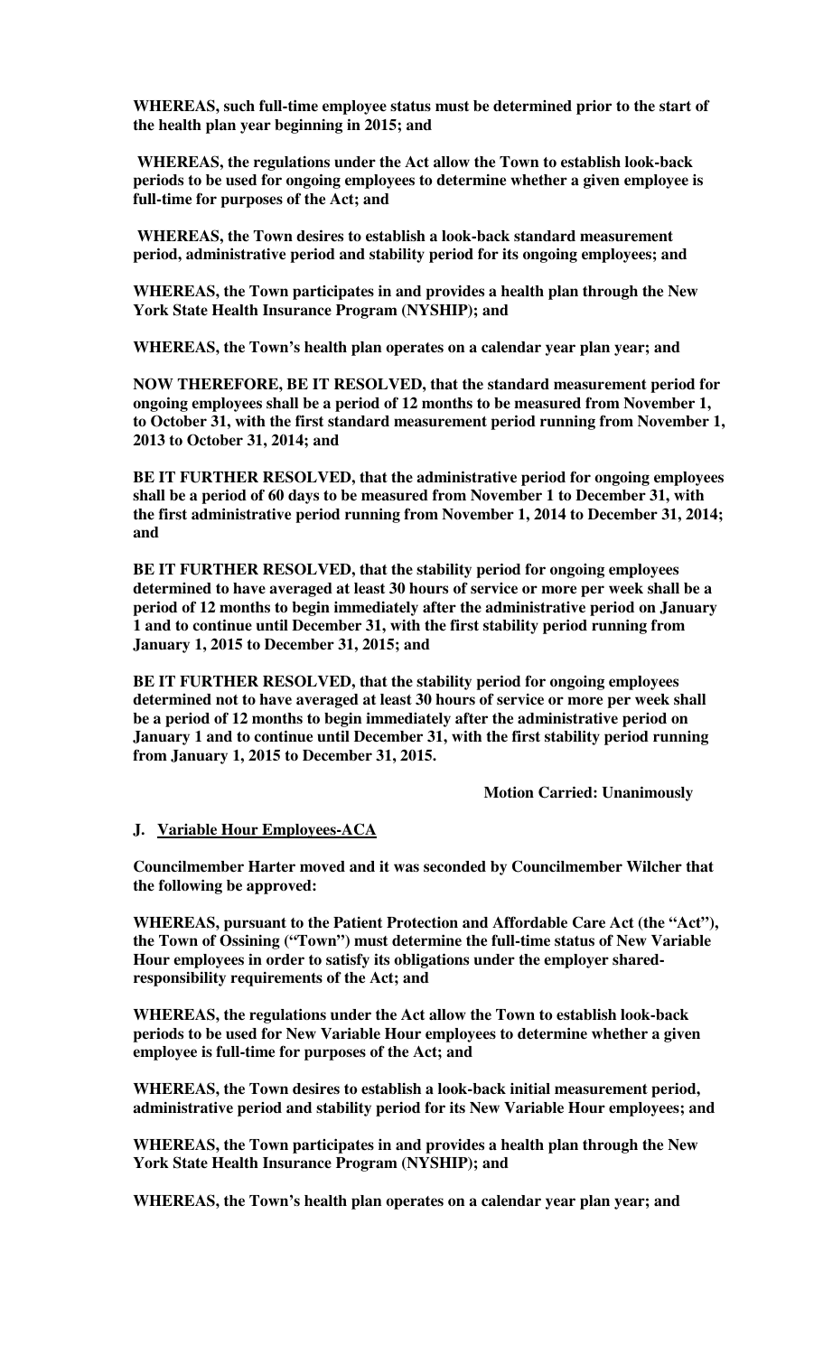**WHEREAS, such full-time employee status must be determined prior to the start of the health plan year beginning in 2015; and**

**WHEREAS, the regulations under the Act allow the Town to establish look-back periods to be used for ongoing employees to determine whether a given employee is full-time for purposes of the Act; and**

**WHEREAS, the Town desires to establish a look-back standard measurement period, administrative period and stability period for its ongoing employees; and**

**WHEREAS, the Town participates in and provides a health plan through the New York State Health Insurance Program (NYSHIP); and**

**WHEREAS, the Town's health plan operates on a calendar year plan year; and**

**NOW THEREFORE, BE IT RESOLVED, that the standard measurement period for ongoing employees shall be a period of 12 months to be measured from November 1, to October 31, with the first standard measurement period running from November 1, 2013 to October 31, 2014; and**

**BE IT FURTHER RESOLVED, that the administrative period for ongoing employees shall be a period of 60 days to be measured from November 1 to December 31, with the first administrative period running from November 1, 2014 to December 31, 2014; and**

**BE IT FURTHER RESOLVED, that the stability period for ongoing employees determined to have averaged at least 30 hours of service or more per week shall be a period of 12 months to begin immediately after the administrative period on January 1 and to continue until December 31, with the first stability period running from January 1, 2015 to December 31, 2015; and**

**BE IT FURTHER RESOLVED, that the stability period for ongoing employees determined not to have averaged at least 30 hours of service or more per week shall be a period of 12 months to begin immediately after the administrative period on January 1 and to continue until December 31, with the first stability period running from January 1, 2015 to December 31, 2015.**

**Motion Carried: Unanimously**

**J. Variable Hour Employees-ACA**

**Councilmember Harter moved and it was seconded by Councilmember Wilcher that the following be approved:**

**WHEREAS, pursuant to the Patient Protection and Affordable Care Act (the "Act"), the Town of Ossining ("Town") must determine the full-time status of New Variable Hour employees in order to satisfy its obligations under the employer shared-responsibility requirements of the Act; and**

**WHEREAS, the regulations under the Act allow the Town to establish look-back periods to be used for New Variable Hour employees to determine whether a given employee is full-time for purposes of the Act; and**

**WHEREAS, the Town desires to establish a look-back initial measurement period, administrative period and stability period for its New Variable Hour employees; and**

**WHEREAS, the Town participates in and provides a health plan through the New York State Health Insurance Program (NYSHIP); and**

**WHEREAS, the Town's health plan operates on a calendar year plan year; and**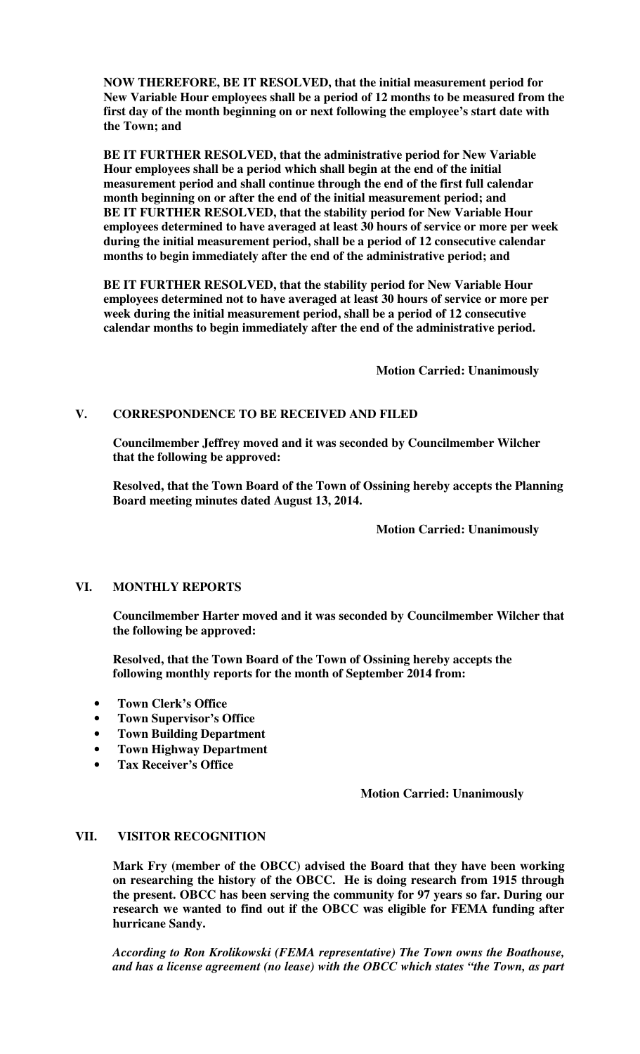**NOW THEREFORE, BE IT RESOLVED, that the initial measurement period for New Variable Hour employees shall be a period of 12 months to be measured from the first day of the month beginning on or next following the employee's start date with the Town; and**

**BE IT FURTHER RESOLVED, that the administrative period for New Variable Hour employees shall be a period which shall begin at the end of the initial measurement period and shall continue through the end of the first full calendar month beginning on or after the end of the initial measurement period; and BE IT FURTHER RESOLVED, that the stability period for New Variable Hour employees determined to have averaged at least 30 hours of service or more per week during the initial measurement period, shall be a period of 12 consecutive calendar months to begin immediately after the end of the administrative period; and**

**BE IT FURTHER RESOLVED, that the stability period for New Variable Hour employees determined not to have averaged at least 30 hours of service or more per week during the initial measurement period, shall be a period of 12 consecutive calendar months to begin immediately after the end of the administrative period.**

**Motion Carried: Unanimously**

## V. CORRESPONDENCE TO BE RECEIVED AND FILED

**Councilmember Jeffrey moved and it was seconded by Councilmember Wilcher that the following be approved:**

**Resolved, that the Town Board of the Town of Ossining hereby accepts the Planning Board meeting minutes dated August 13, 2014.**

**Motion Carried: Unanimously**

## VI. MONTHLY REPORTS

**Councilmember Harter moved and it was seconded by Councilmember Wilcher that the following be approved:**

**Resolved, that the Town Board of the Town of Ossining hereby accepts the following monthly reports for the month of September 2014 from:**

- **Town Clerk's Office**
- **Town Supervisor's Office**
- **Town Building Department**
- **Town Highway Department**
- **Tax Receiver's Office**

**Motion Carried: Unanimously**

## VII. VISITOR RECOGNITION

**Mark Fry (member of the OBCC) advised the Board that they have been working on researching the history of the OBCC. He is doing research from 1915 through the present. OBCC has been serving the community for 97 years so far. During our research we wanted to find out if the OBCC was eligible for FEMA funding after hurricane Sandy.**

***According to Ron Krolikowski (FEMA representative) The Town owns the Boathouse, and has a license agreement (no lease) with the OBCC which states "the Town, as part***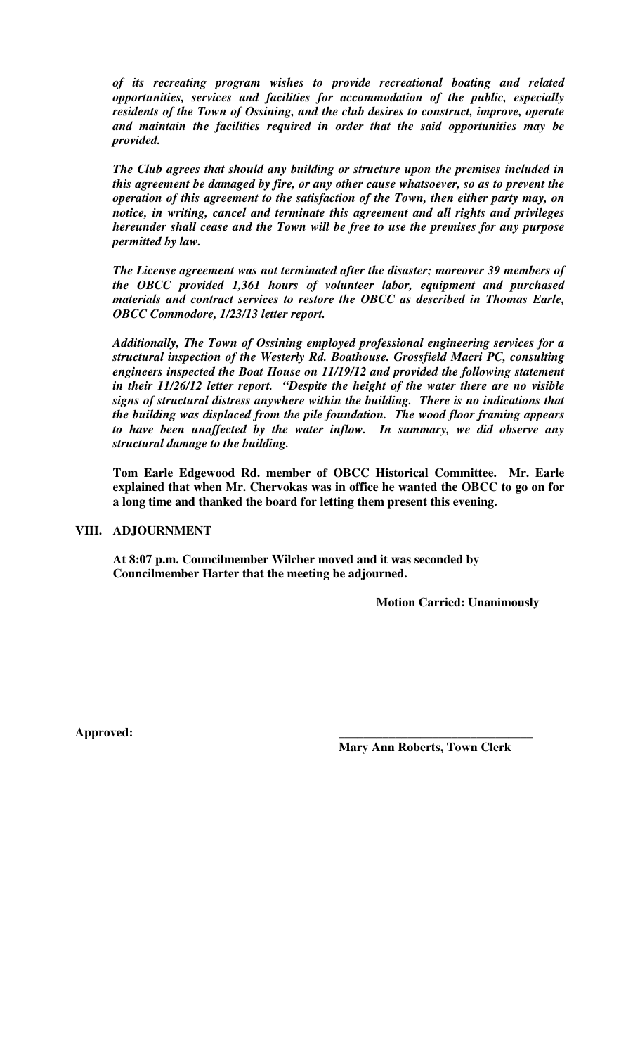***of its recreating program wishes to provide recreational boating and related opportunities, services and facilities for accommodation of the public, especially residents of the Town of Ossining, and the club desires to construct, improve, operate and maintain the facilities required in order that the said opportunities may be provided.***

***The Club agrees that should any building or structure upon the premises included in this agreement be damaged by fire, or any other cause whatsoever, so as to prevent the operation of this agreement to the satisfaction of the Town, then either party may, on notice, in writing, cancel and terminate this agreement and all rights and privileges hereunder shall cease and the Town will be free to use the premises for any purpose permitted by law.***

***The License agreement was not terminated after the disaster; moreover 39 members of the OBCC provided 1,361 hours of volunteer labor, equipment and purchased materials and contract services to restore the OBCC as described in Thomas Earle, OBCC Commodore, 1/23/13 letter report.***

***Additionally, The Town of Ossining employed professional engineering services for a structural inspection of the Westerly Rd. Boathouse. Grossfield Macri PC, consulting engineers inspected the Boat House on 11/19/12 and provided the following statement in their 11/26/12 letter report. "Despite the height of the water there are no visible signs of structural distress anywhere within the building. There is no indications that the building was displaced from the pile foundation. The wood floor framing appears to have been unaffected by the water inflow. In summary, we did observe any structural damage to the building.***

**Tom Earle Edgewood Rd. member of OBCC Historical Committee. Mr. Earle explained that when Mr. Chervokas was in office he wanted the OBCC to go on for a long time and thanked the board for letting them present this evening.**

## VIII. ADJOURNMENT

**At 8:07 p.m. Councilmember Wilcher moved and it was seconded by Councilmember Harter that the meeting be adjourned.**

**Motion Carried: Unanimously**

**Approved:** _______________________________

**Mary Ann Roberts, Town Clerk**